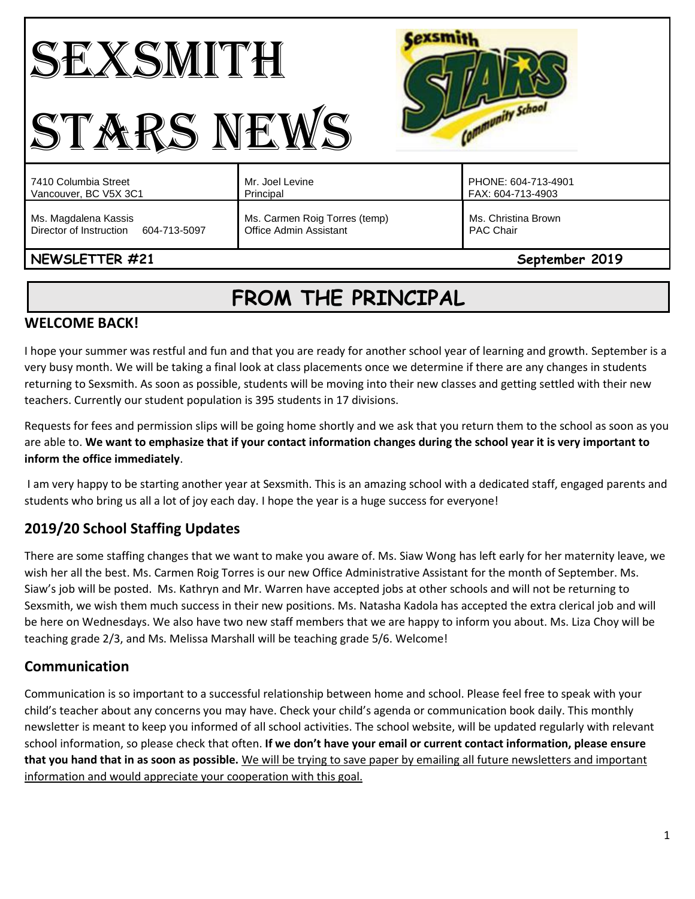# SEXSMITH STARS NEWS

| | | |
|---|---|---|
| 7410 Columbia Street<br>Vancouver, BC V5X 3C1 | Mr. Joel Levine<br>Principal | PHONE: 604-713-4901<br>FAX: 604-713-4903 |
| Ms. Magdalena Kassis<br>Director of Instruction 604-713-5097 | Ms. Carmen Roig Torres (temp)<br>Office Admin Assistant | Ms. Christina Brown<br>PAC Chair |

**NEWSLETTER #21** **September 2019**

# FROM THE PRINCIPAL

## WELCOME BACK!

I hope your summer was restful and fun and that you are ready for another school year of learning and growth. September is a very busy month. We will be taking a final look at class placements once we determine if there are any changes in students returning to Sexsmith. As soon as possible, students will be moving into their new classes and getting settled with their new teachers. Currently our student population is 395 students in 17 divisions.

Requests for fees and permission slips will be going home shortly and we ask that you return them to the school as soon as you are able to. **We want to emphasize that if your contact information changes during the school year it is very important to inform the office immediately**.

I am very happy to be starting another year at Sexsmith. This is an amazing school with a dedicated staff, engaged parents and students who bring us all a lot of joy each day. I hope the year is a huge success for everyone!

## 2019/20 School Staffing Updates

There are some staffing changes that we want to make you aware of. Ms. Siaw Wong has left early for her maternity leave, we wish her all the best. Ms. Carmen Roig Torres is our new Office Administrative Assistant for the month of September. Ms. Siaw's job will be posted. Ms. Kathryn and Mr. Warren have accepted jobs at other schools and will not be returning to Sexsmith, we wish them much success in their new positions. Ms. Natasha Kadola has accepted the extra clerical job and will be here on Wednesdays. We also have two new staff members that we are happy to inform you about. Ms. Liza Choy will be teaching grade 2/3, and Ms. Melissa Marshall will be teaching grade 5/6. Welcome!

## Communication

Communication is so important to a successful relationship between home and school. Please feel free to speak with your child's teacher about any concerns you may have. Check your child's agenda or communication book daily. This monthly newsletter is meant to keep you informed of all school activities. The school website, will be updated regularly with relevant school information, so please check that often. **If we don't have your email or current contact information, please ensure that you hand that in as soon as possible.** <u>We will be trying to save paper by emailing all future newsletters and important information and would appreciate your cooperation with this goal.</u>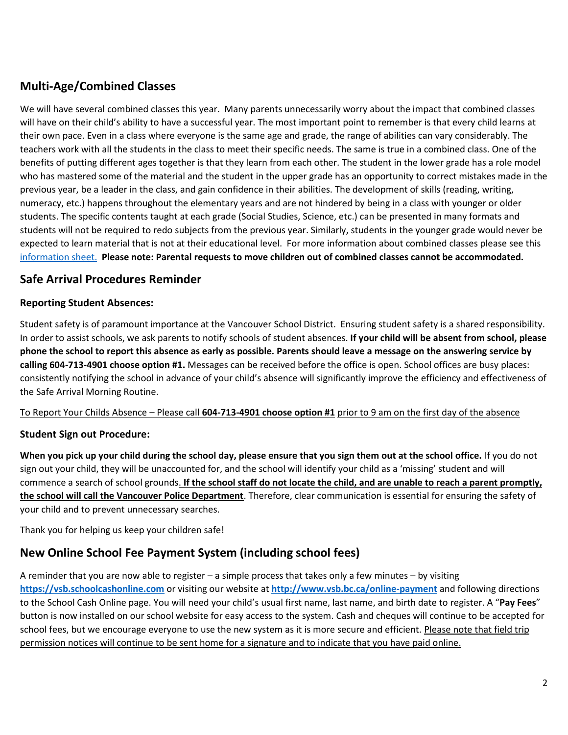## Multi-Age/Combined Classes

We will have several combined classes this year. Many parents unnecessarily worry about the impact that combined classes will have on their child's ability to have a successful year. The most important point to remember is that every child learns at their own pace. Even in a class where everyone is the same age and grade, the range of abilities can vary considerably. The teachers work with all the students in the class to meet their specific needs. The same is true in a combined class. One of the benefits of putting different ages together is that they learn from each other. The student in the lower grade has a role model who has mastered some of the material and the student in the upper grade has an opportunity to correct mistakes made in the previous year, be a leader in the class, and gain confidence in their abilities. The development of skills (reading, writing, numeracy, etc.) happens throughout the elementary years and are not hindered by being in a class with younger or older students. The specific contents taught at each grade (Social Studies, Science, etc.) can be presented in many formats and students will not be required to redo subjects from the previous year. Similarly, students in the younger grade would never be expected to learn material that is not at their educational level. For more information about combined classes please see this information sheet. **Please note: Parental requests to move children out of combined classes cannot be accommodated.**

## Safe Arrival Procedures Reminder

### Reporting Student Absences:

Student safety is of paramount importance at the Vancouver School District. Ensuring student safety is a shared responsibility. In order to assist schools, we ask parents to notify schools of student absences. **If your child will be absent from school, please phone the school to report this absence as early as possible. Parents should leave a message on the answering service by calling 604-713-4901 choose option #1.** Messages can be received before the office is open. School offices are busy places: consistently notifying the school in advance of your child's absence will significantly improve the efficiency and effectiveness of the Safe Arrival Morning Routine.

To Report Your Childs Absence – Please call **604-713-4901 choose option #1** prior to 9 am on the first day of the absence

### Student Sign out Procedure:

**When you pick up your child during the school day, please ensure that you sign them out at the school office.** If you do not sign out your child, they will be unaccounted for, and the school will identify your child as a 'missing' student and will commence a search of school grounds. **If the school staff do not locate the child, and are unable to reach a parent promptly, the school will call the Vancouver Police Department**. Therefore, clear communication is essential for ensuring the safety of your child and to prevent unnecessary searches.

Thank you for helping us keep your children safe!

## New Online School Fee Payment System (including school fees)

A reminder that you are now able to register – a simple process that takes only a few minutes – by visiting **https://vsb.schoolcashonline.com** or visiting our website at **http://www.vsb.bc.ca/online-payment** and following directions to the School Cash Online page. You will need your child's usual first name, last name, and birth date to register. A "**Pay Fees**" button is now installed on our school website for easy access to the system. Cash and cheques will continue to be accepted for school fees, but we encourage everyone to use the new system as it is more secure and efficient. Please note that field trip permission notices will continue to be sent home for a signature and to indicate that you have paid online.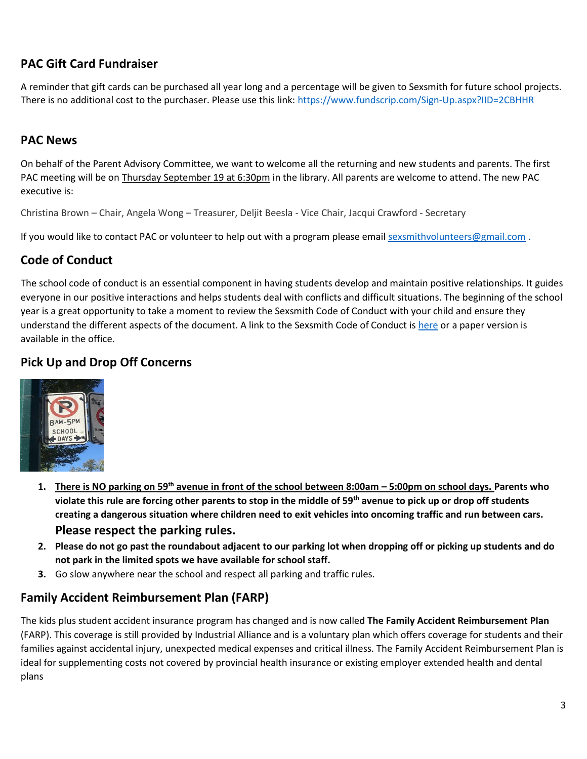## PAC Gift Card Fundraiser

A reminder that gift cards can be purchased all year long and a percentage will be given to Sexsmith for future school projects. There is no additional cost to the purchaser. Please use this link: https://www.fundscrip.com/Sign-Up.aspx?IID=2CBHHR

## PAC News

On behalf of the Parent Advisory Committee, we want to welcome all the returning and new students and parents. The first PAC meeting will be on Thursday September 19 at 6:30pm in the library. All parents are welcome to attend. The new PAC executive is:

Christina Brown – Chair, Angela Wong – Treasurer, Deljit Beesla - Vice Chair, Jacqui Crawford - Secretary

If you would like to contact PAC or volunteer to help out with a program please email sexsmithvolunteers@gmail.com .

## Code of Conduct

The school code of conduct is an essential component in having students develop and maintain positive relationships. It guides everyone in our positive interactions and helps students deal with conflicts and difficult situations. The beginning of the school year is a great opportunity to take a moment to review the Sexsmith Code of Conduct with your child and ensure they understand the different aspects of the document. A link to the Sexsmith Code of Conduct is here or a paper version is available in the office.

## Pick Up and Drop Off Concerns

1. **There is NO parking on 59th avenue in front of the school between 8:00am – 5:00pm on school days. Parents who violate this rule are forcing other parents to stop in the middle of 59th avenue to pick up or drop off students creating a dangerous situation where children need to exit vehicles into oncoming traffic and run between cars. Please respect the parking rules.**
2. **Please do not go past the roundabout adjacent to our parking lot when dropping off or picking up students and do not park in the limited spots we have available for school staff.**
3. Go slow anywhere near the school and respect all parking and traffic rules.

## Family Accident Reimbursement Plan (FARP)

The kids plus student accident insurance program has changed and is now called **The Family Accident Reimbursement Plan** (FARP). This coverage is still provided by Industrial Alliance and is a voluntary plan which offers coverage for students and their families against accidental injury, unexpected medical expenses and critical illness. The Family Accident Reimbursement Plan is ideal for supplementing costs not covered by provincial health insurance or existing employer extended health and dental plans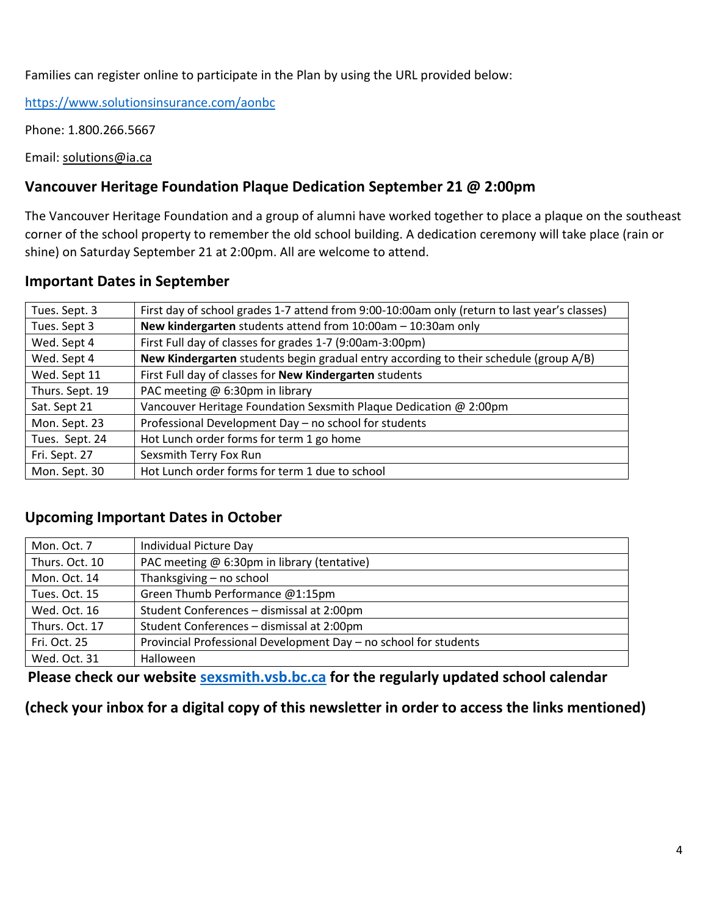Families can register online to participate in the Plan by using the URL provided below:

https://www.solutionsinsurance.com/aonbc

Phone: 1.800.266.5667

Email: solutions@ia.ca

## Vancouver Heritage Foundation Plaque Dedication September 21 @ 2:00pm

The Vancouver Heritage Foundation and a group of alumni have worked together to place a plaque on the southeast corner of the school property to remember the old school building. A dedication ceremony will take place (rain or shine) on Saturday September 21 at 2:00pm. All are welcome to attend.

## Important Dates in September

| | |
|---|---|
| Tues. Sept. 3 | First day of school grades 1-7 attend from 9:00-10:00am only (return to last year's classes) |
| Tues. Sept 3 | **New kindergarten** students attend from 10:00am – 10:30am only |
| Wed. Sept 4 | First Full day of classes for grades 1-7 (9:00am-3:00pm) |
| Wed. Sept 4 | **New Kindergarten** students begin gradual entry according to their schedule (group A/B) |
| Wed. Sept 11 | First Full day of classes for **New Kindergarten** students |
| Thurs. Sept. 19 | PAC meeting @ 6:30pm in library |
| Sat. Sept 21 | Vancouver Heritage Foundation Sexsmith Plaque Dedication @ 2:00pm |
| Mon. Sept. 23 | Professional Development Day – no school for students |
| Tues. Sept. 24 | Hot Lunch order forms for term 1 go home |
| Fri. Sept. 27 | Sexsmith Terry Fox Run |
| Mon. Sept. 30 | Hot Lunch order forms for term 1 due to school |

## Upcoming Important Dates in October

| | |
|---|---|
| Mon. Oct. 7 | Individual Picture Day |
| Thurs. Oct. 10 | PAC meeting @ 6:30pm in library (tentative) |
| Mon. Oct. 14 | Thanksgiving – no school |
| Tues. Oct. 15 | Green Thumb Performance @1:15pm |
| Wed. Oct. 16 | Student Conferences – dismissal at 2:00pm |
| Thurs. Oct. 17 | Student Conferences – dismissal at 2:00pm |
| Fri. Oct. 25 | Provincial Professional Development Day – no school for students |
| Wed. Oct. 31 | Halloween |

**Please check our website sexsmith.vsb.bc.ca for the regularly updated school calendar**

**(check your inbox for a digital copy of this newsletter in order to access the links mentioned)**